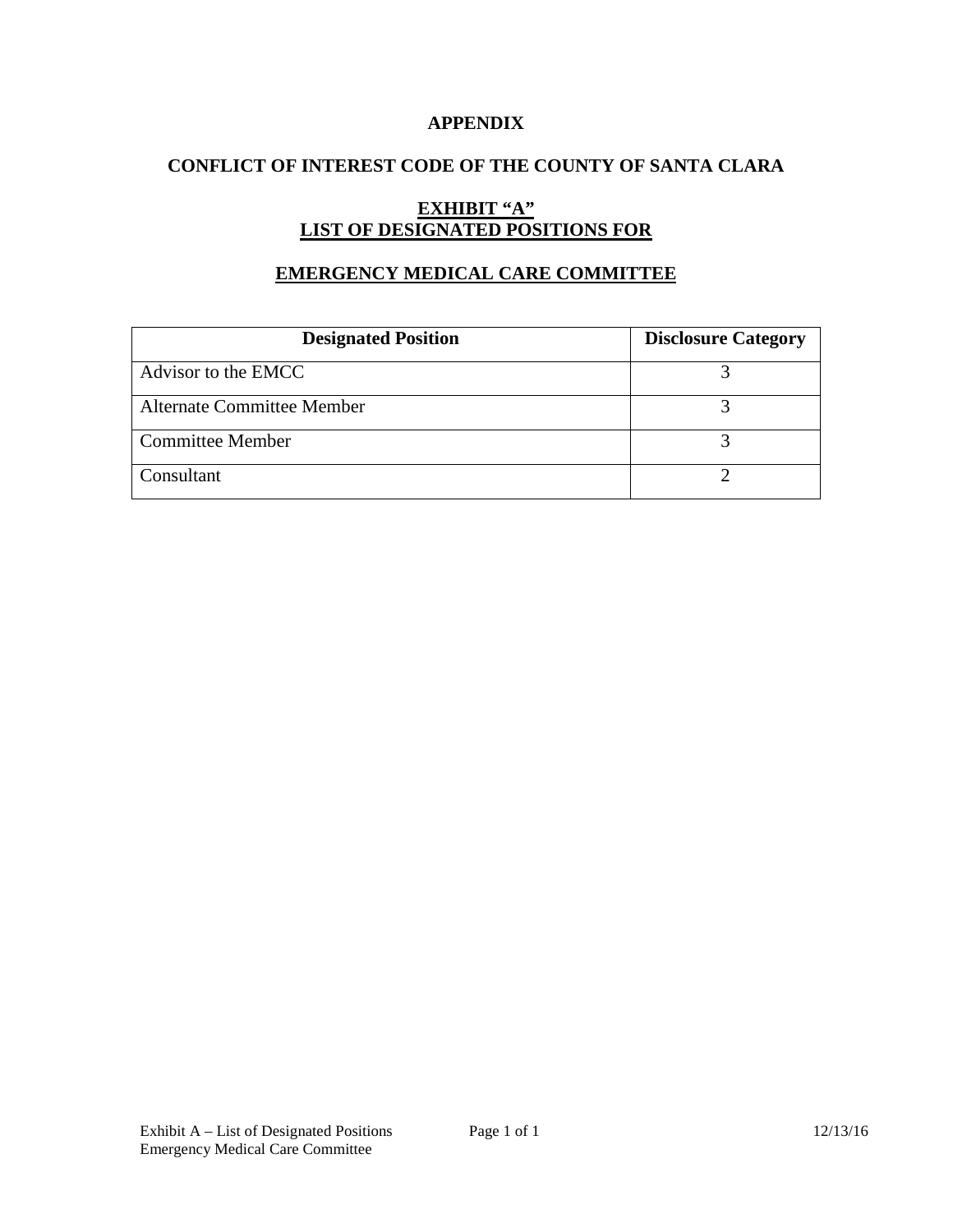# APPENDIX

## CONFLICT OF INTEREST CODE OF THE COUNTY OF SANTA CLARA

## EXHIBIT "A"
## LIST OF DESIGNATED POSITIONS FOR

## EMERGENCY MEDICAL CARE COMMITTEE

| Designated Position | Disclosure Category |
| --- | --- |
| Advisor to the EMCC | 3 |
| Alternate Committee Member | 3 |
| Committee Member | 3 |
| Consultant | 2 |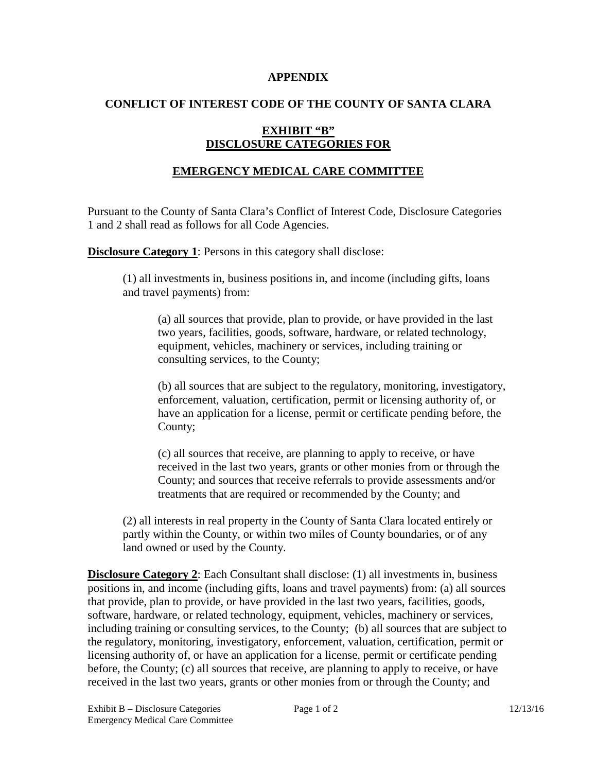**APPENDIX**

**CONFLICT OF INTEREST CODE OF THE COUNTY OF SANTA CLARA**

**EXHIBIT "B"**
**DISCLOSURE CATEGORIES FOR**

**EMERGENCY MEDICAL CARE COMMITTEE**

Pursuant to the County of Santa Clara's Conflict of Interest Code, Disclosure Categories 1 and 2 shall read as follows for all Code Agencies.

**Disclosure Category 1**: Persons in this category shall disclose:

(1) all investments in, business positions in, and income (including gifts, loans and travel payments) from:

(a) all sources that provide, plan to provide, or have provided in the last two years, facilities, goods, software, hardware, or related technology, equipment, vehicles, machinery or services, including training or consulting services, to the County;

(b) all sources that are subject to the regulatory, monitoring, investigatory, enforcement, valuation, certification, permit or licensing authority of, or have an application for a license, permit or certificate pending before, the County;

(c) all sources that receive, are planning to apply to receive, or have received in the last two years, grants or other monies from or through the County; and sources that receive referrals to provide assessments and/or treatments that are required or recommended by the County; and

(2) all interests in real property in the County of Santa Clara located entirely or partly within the County, or within two miles of County boundaries, or of any land owned or used by the County.

**Disclosure Category 2**: Each Consultant shall disclose: (1) all investments in, business positions in, and income (including gifts, loans and travel payments) from: (a) all sources that provide, plan to provide, or have provided in the last two years, facilities, goods, software, hardware, or related technology, equipment, vehicles, machinery or services, including training or consulting services, to the County; (b) all sources that are subject to the regulatory, monitoring, investigatory, enforcement, valuation, certification, permit or licensing authority of, or have an application for a license, permit or certificate pending before, the County; (c) all sources that receive, are planning to apply to receive, or have received in the last two years, grants or other monies from or through the County; and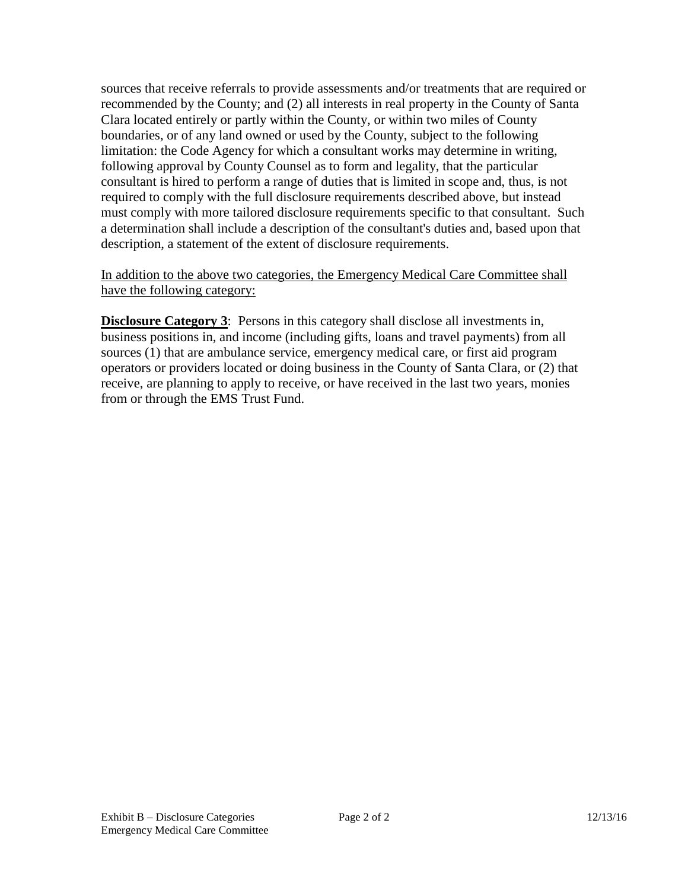sources that receive referrals to provide assessments and/or treatments that are required or recommended by the County; and (2) all interests in real property in the County of Santa Clara located entirely or partly within the County, or within two miles of County boundaries, or of any land owned or used by the County, subject to the following limitation: the Code Agency for which a consultant works may determine in writing, following approval by County Counsel as to form and legality, that the particular consultant is hired to perform a range of duties that is limited in scope and, thus, is not required to comply with the full disclosure requirements described above, but instead must comply with more tailored disclosure requirements specific to that consultant. Such a determination shall include a description of the consultant's duties and, based upon that description, a statement of the extent of disclosure requirements.

<u>In addition to the above two categories, the Emergency Medical Care Committee shall have the following category:</u>

**<u>Disclosure Category 3</u>**: Persons in this category shall disclose all investments in, business positions in, and income (including gifts, loans and travel payments) from all sources (1) that are ambulance service, emergency medical care, or first aid program operators or providers located or doing business in the County of Santa Clara, or (2) that receive, are planning to apply to receive, or have received in the last two years, monies from or through the EMS Trust Fund.